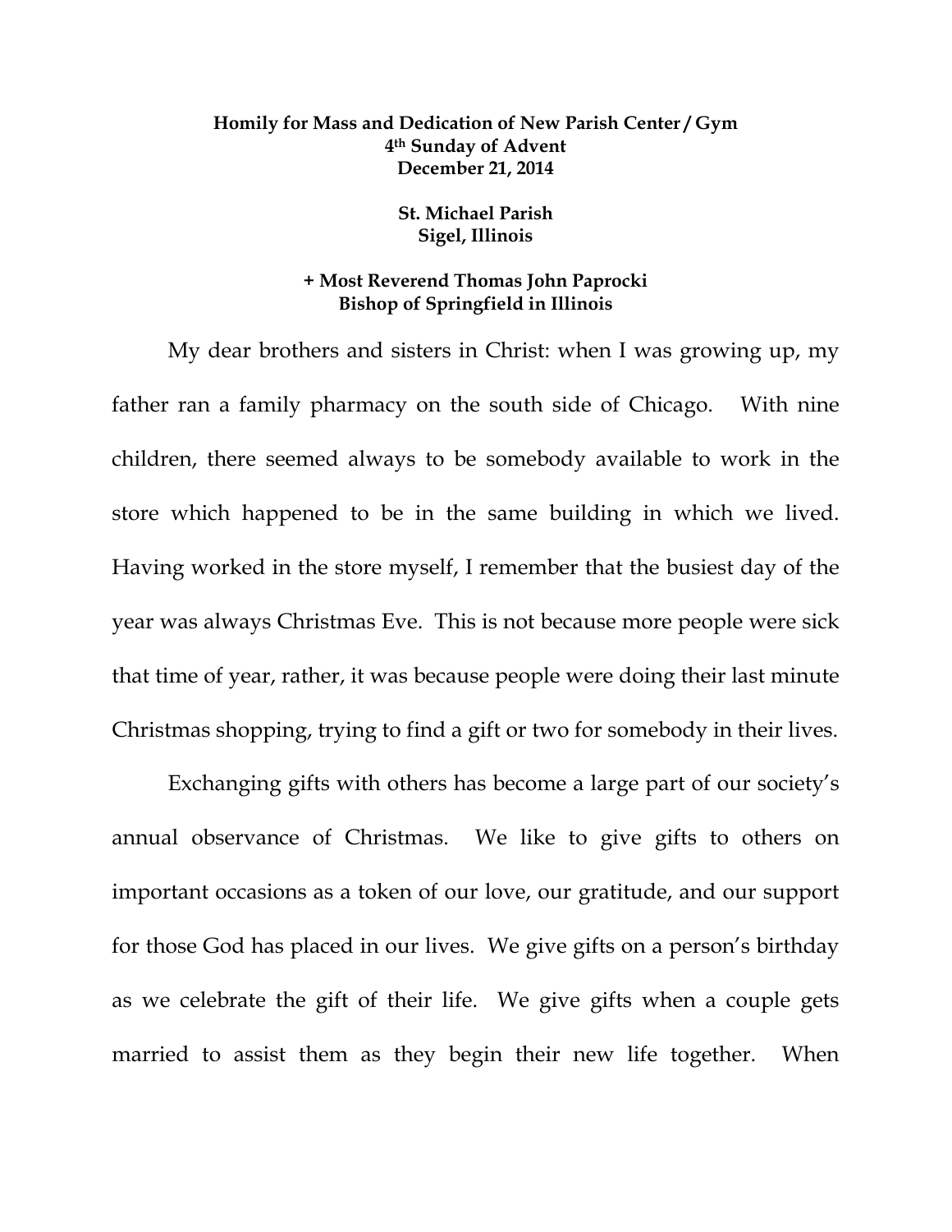**Homily for Mass and Dedication of New Parish Center / Gym**
**4th Sunday of Advent**
**December 21, 2014**

**St. Michael Parish**
**Sigel, Illinois**

**+ Most Reverend Thomas John Paprocki**
**Bishop of Springfield in Illinois**

My dear brothers and sisters in Christ: when I was growing up, my father ran a family pharmacy on the south side of Chicago. With nine children, there seemed always to be somebody available to work in the store which happened to be in the same building in which we lived. Having worked in the store myself, I remember that the busiest day of the year was always Christmas Eve. This is not because more people were sick that time of year, rather, it was because people were doing their last minute Christmas shopping, trying to find a gift or two for somebody in their lives.

Exchanging gifts with others has become a large part of our society's annual observance of Christmas. We like to give gifts to others on important occasions as a token of our love, our gratitude, and our support for those God has placed in our lives. We give gifts on a person's birthday as we celebrate the gift of their life. We give gifts when a couple gets married to assist them as they begin their new life together. When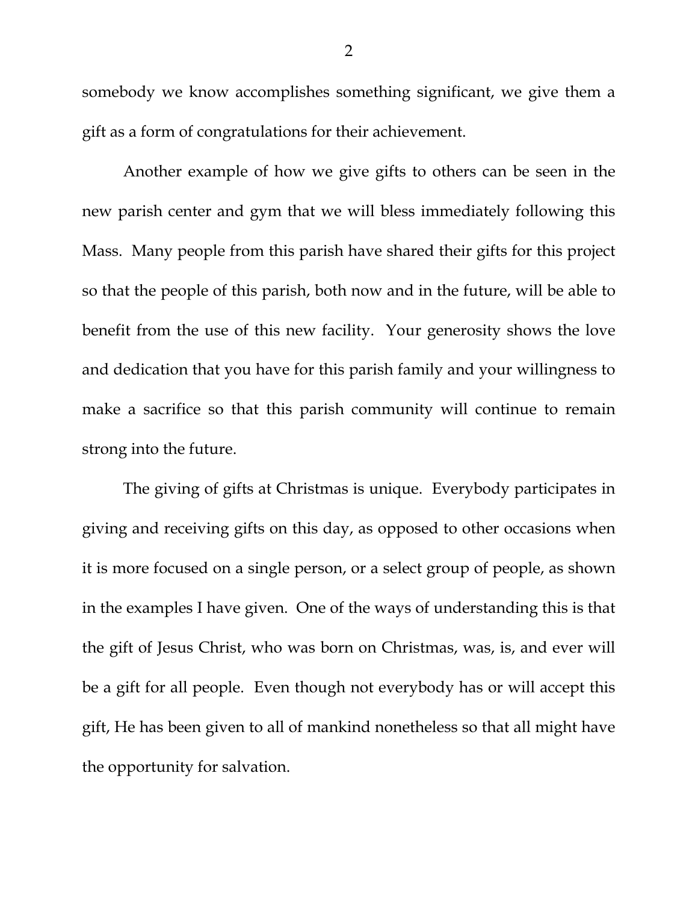somebody we know accomplishes something significant, we give them a gift as a form of congratulations for their achievement.

Another example of how we give gifts to others can be seen in the new parish center and gym that we will bless immediately following this Mass. Many people from this parish have shared their gifts for this project so that the people of this parish, both now and in the future, will be able to benefit from the use of this new facility. Your generosity shows the love and dedication that you have for this parish family and your willingness to make a sacrifice so that this parish community will continue to remain strong into the future.

The giving of gifts at Christmas is unique. Everybody participates in giving and receiving gifts on this day, as opposed to other occasions when it is more focused on a single person, or a select group of people, as shown in the examples I have given. One of the ways of understanding this is that the gift of Jesus Christ, who was born on Christmas, was, is, and ever will be a gift for all people. Even though not everybody has or will accept this gift, He has been given to all of mankind nonetheless so that all might have the opportunity for salvation.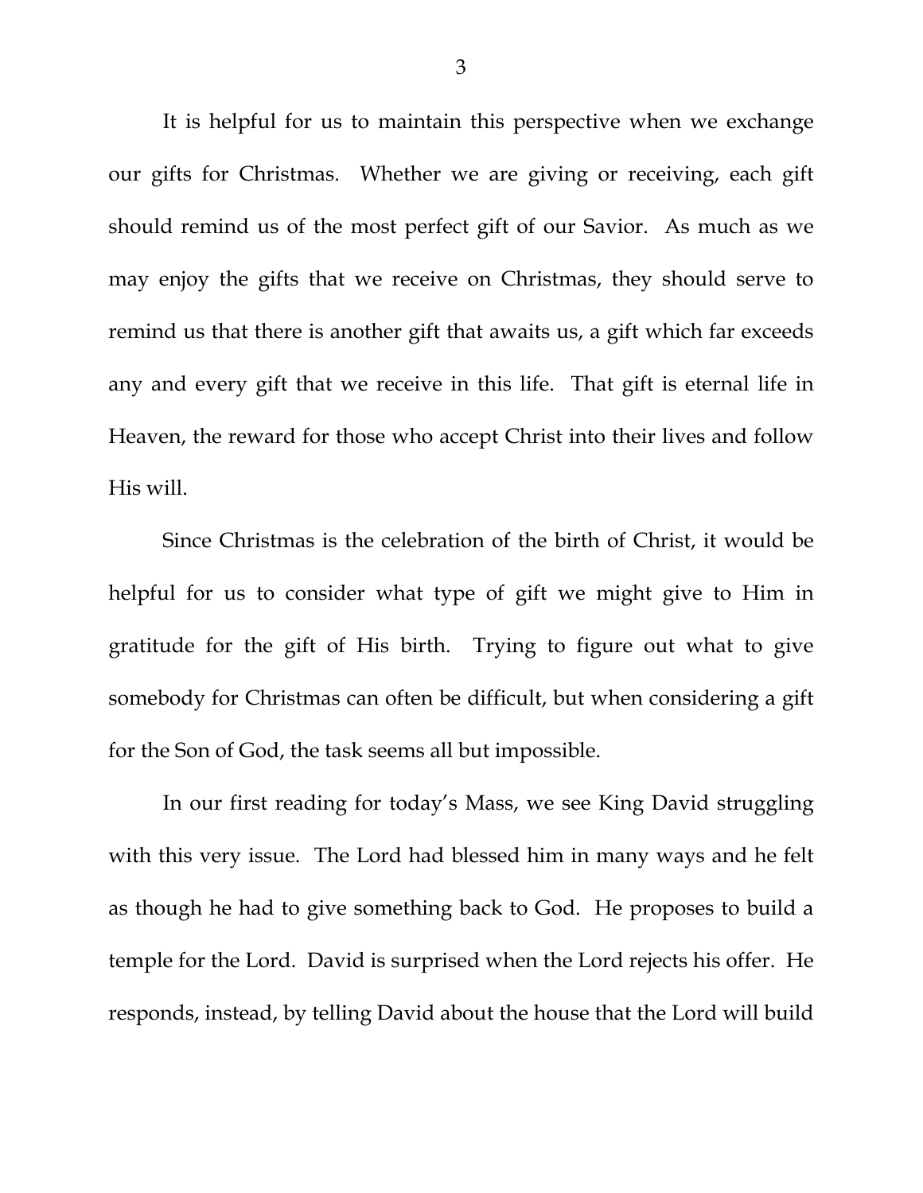It is helpful for us to maintain this perspective when we exchange our gifts for Christmas. Whether we are giving or receiving, each gift should remind us of the most perfect gift of our Savior. As much as we may enjoy the gifts that we receive on Christmas, they should serve to remind us that there is another gift that awaits us, a gift which far exceeds any and every gift that we receive in this life. That gift is eternal life in Heaven, the reward for those who accept Christ into their lives and follow His will.

Since Christmas is the celebration of the birth of Christ, it would be helpful for us to consider what type of gift we might give to Him in gratitude for the gift of His birth. Trying to figure out what to give somebody for Christmas can often be difficult, but when considering a gift for the Son of God, the task seems all but impossible.

In our first reading for today's Mass, we see King David struggling with this very issue. The Lord had blessed him in many ways and he felt as though he had to give something back to God. He proposes to build a temple for the Lord. David is surprised when the Lord rejects his offer. He responds, instead, by telling David about the house that the Lord will build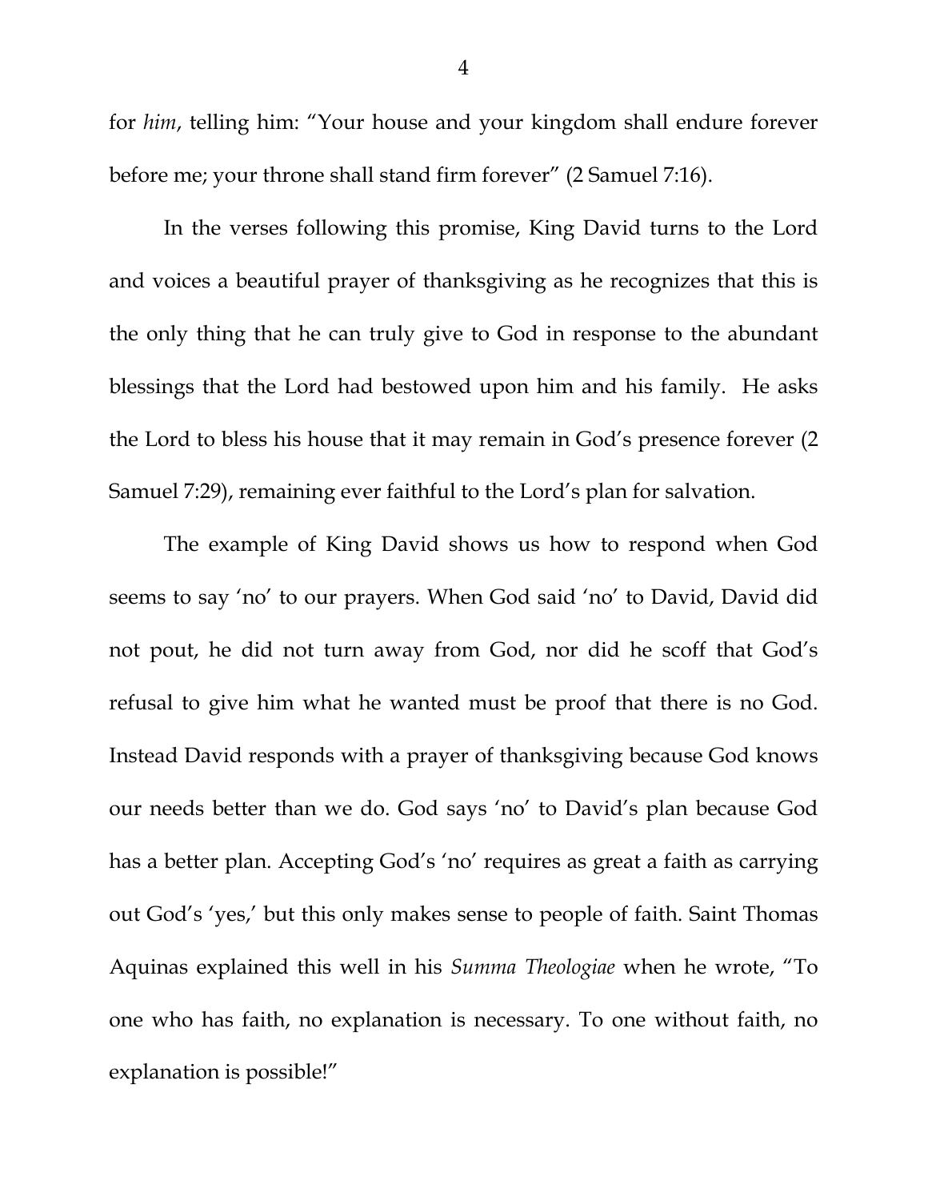for *him*, telling him: "Your house and your kingdom shall endure forever before me; your throne shall stand firm forever" (2 Samuel 7:16).

In the verses following this promise, King David turns to the Lord and voices a beautiful prayer of thanksgiving as he recognizes that this is the only thing that he can truly give to God in response to the abundant blessings that the Lord had bestowed upon him and his family. He asks the Lord to bless his house that it may remain in God's presence forever (2 Samuel 7:29), remaining ever faithful to the Lord's plan for salvation.

The example of King David shows us how to respond when God seems to say 'no' to our prayers. When God said 'no' to David, David did not pout, he did not turn away from God, nor did he scoff that God's refusal to give him what he wanted must be proof that there is no God. Instead David responds with a prayer of thanksgiving because God knows our needs better than we do. God says 'no' to David's plan because God has a better plan. Accepting God's 'no' requires as great a faith as carrying out God's 'yes,' but this only makes sense to people of faith. Saint Thomas Aquinas explained this well in his *Summa Theologiae* when he wrote, "To one who has faith, no explanation is necessary. To one without faith, no explanation is possible!"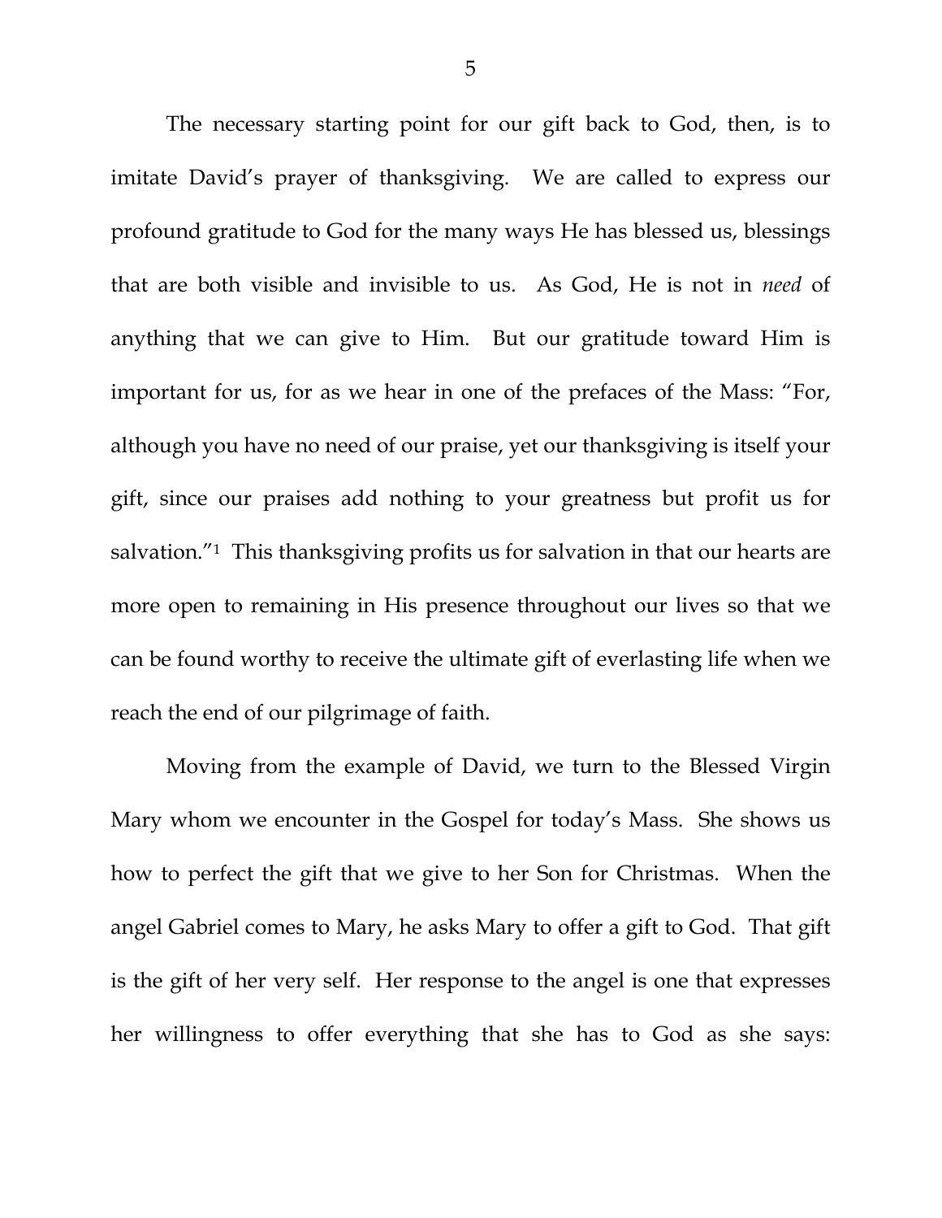The necessary starting point for our gift back to God, then, is to imitate David's prayer of thanksgiving. We are called to express our profound gratitude to God for the many ways He has blessed us, blessings that are both visible and invisible to us. As God, He is not in *need* of anything that we can give to Him. But our gratitude toward Him is important for us, for as we hear in one of the prefaces of the Mass: "For, although you have no need of our praise, yet our thanksgiving is itself your gift, since our praises add nothing to your greatness but profit us for salvation."[1] This thanksgiving profits us for salvation in that our hearts are more open to remaining in His presence throughout our lives so that we can be found worthy to receive the ultimate gift of everlasting life when we reach the end of our pilgrimage of faith.

Moving from the example of David, we turn to the Blessed Virgin Mary whom we encounter in the Gospel for today's Mass. She shows us how to perfect the gift that we give to her Son for Christmas. When the angel Gabriel comes to Mary, he asks Mary to offer a gift to God. That gift is the gift of her very self. Her response to the angel is one that expresses her willingness to offer everything that she has to God as she says: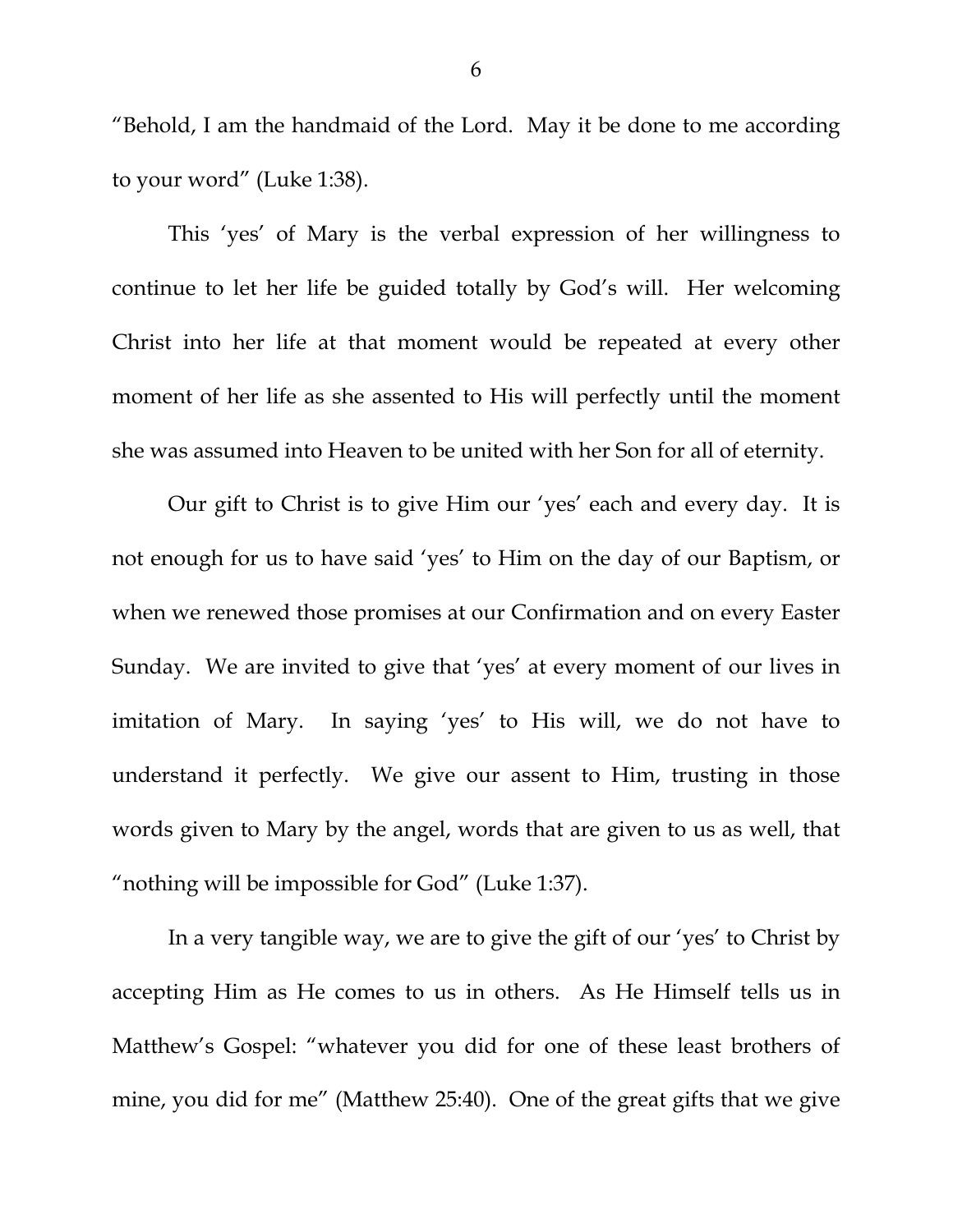"Behold, I am the handmaid of the Lord. May it be done to me according to your word" (Luke 1:38).

This 'yes' of Mary is the verbal expression of her willingness to continue to let her life be guided totally by God's will. Her welcoming Christ into her life at that moment would be repeated at every other moment of her life as she assented to His will perfectly until the moment she was assumed into Heaven to be united with her Son for all of eternity.

Our gift to Christ is to give Him our 'yes' each and every day. It is not enough for us to have said 'yes' to Him on the day of our Baptism, or when we renewed those promises at our Confirmation and on every Easter Sunday. We are invited to give that 'yes' at every moment of our lives in imitation of Mary. In saying 'yes' to His will, we do not have to understand it perfectly. We give our assent to Him, trusting in those words given to Mary by the angel, words that are given to us as well, that "nothing will be impossible for God" (Luke 1:37).

In a very tangible way, we are to give the gift of our 'yes' to Christ by accepting Him as He comes to us in others. As He Himself tells us in Matthew's Gospel: "whatever you did for one of these least brothers of mine, you did for me" (Matthew 25:40). One of the great gifts that we give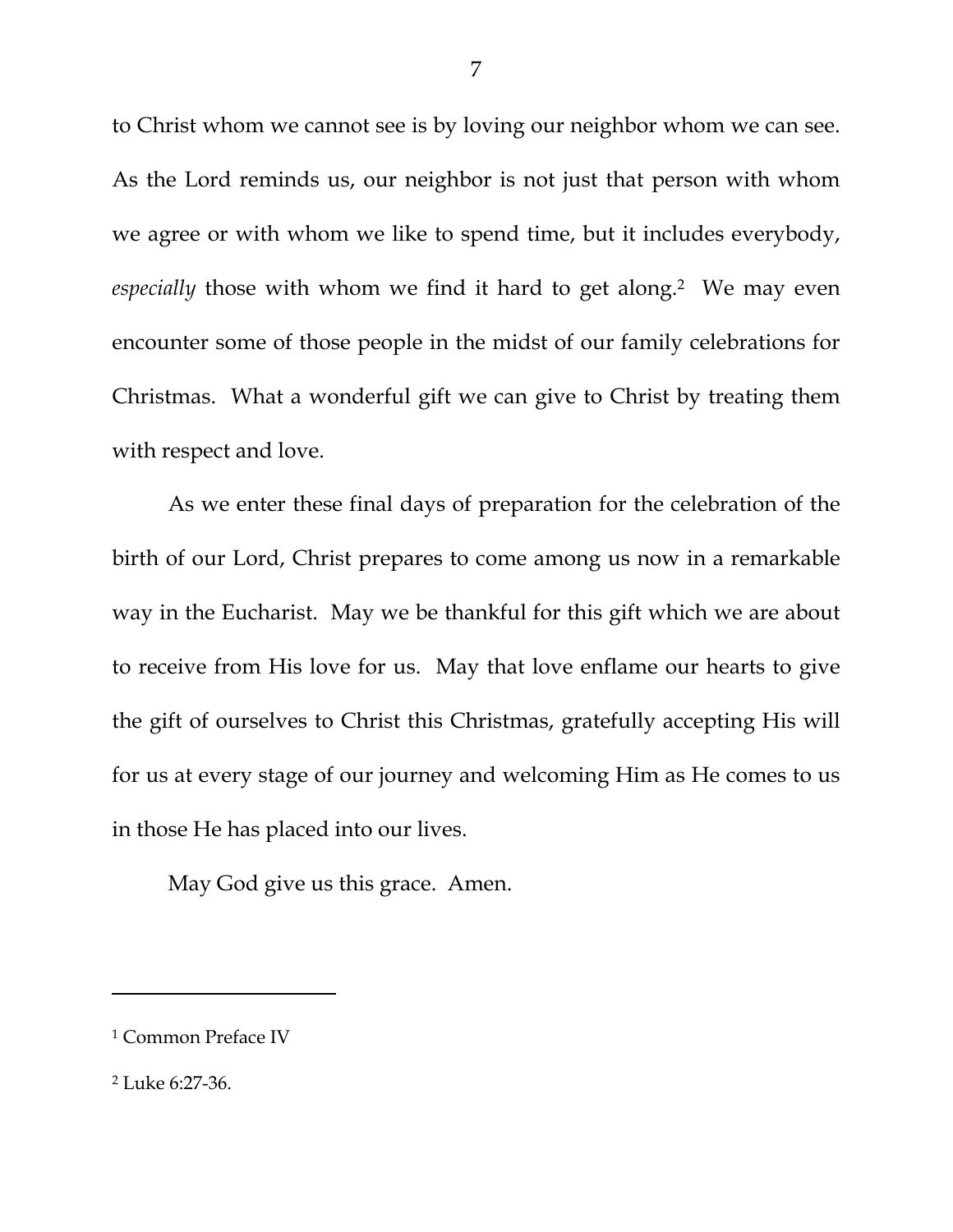to Christ whom we cannot see is by loving our neighbor whom we can see. As the Lord reminds us, our neighbor is not just that person with whom we agree or with whom we like to spend time, but it includes everybody, *especially* those with whom we find it hard to get along.[2] We may even encounter some of those people in the midst of our family celebrations for Christmas. What a wonderful gift we can give to Christ by treating them with respect and love.

As we enter these final days of preparation for the celebration of the birth of our Lord, Christ prepares to come among us now in a remarkable way in the Eucharist. May we be thankful for this gift which we are about to receive from His love for us. May that love enflame our hearts to give the gift of ourselves to Christ this Christmas, gratefully accepting His will for us at every stage of our journey and welcoming Him as He comes to us in those He has placed into our lives.

May God give us this grace. Amen.

---

[1] Common Preface IV

[2] Luke 6:27-36.